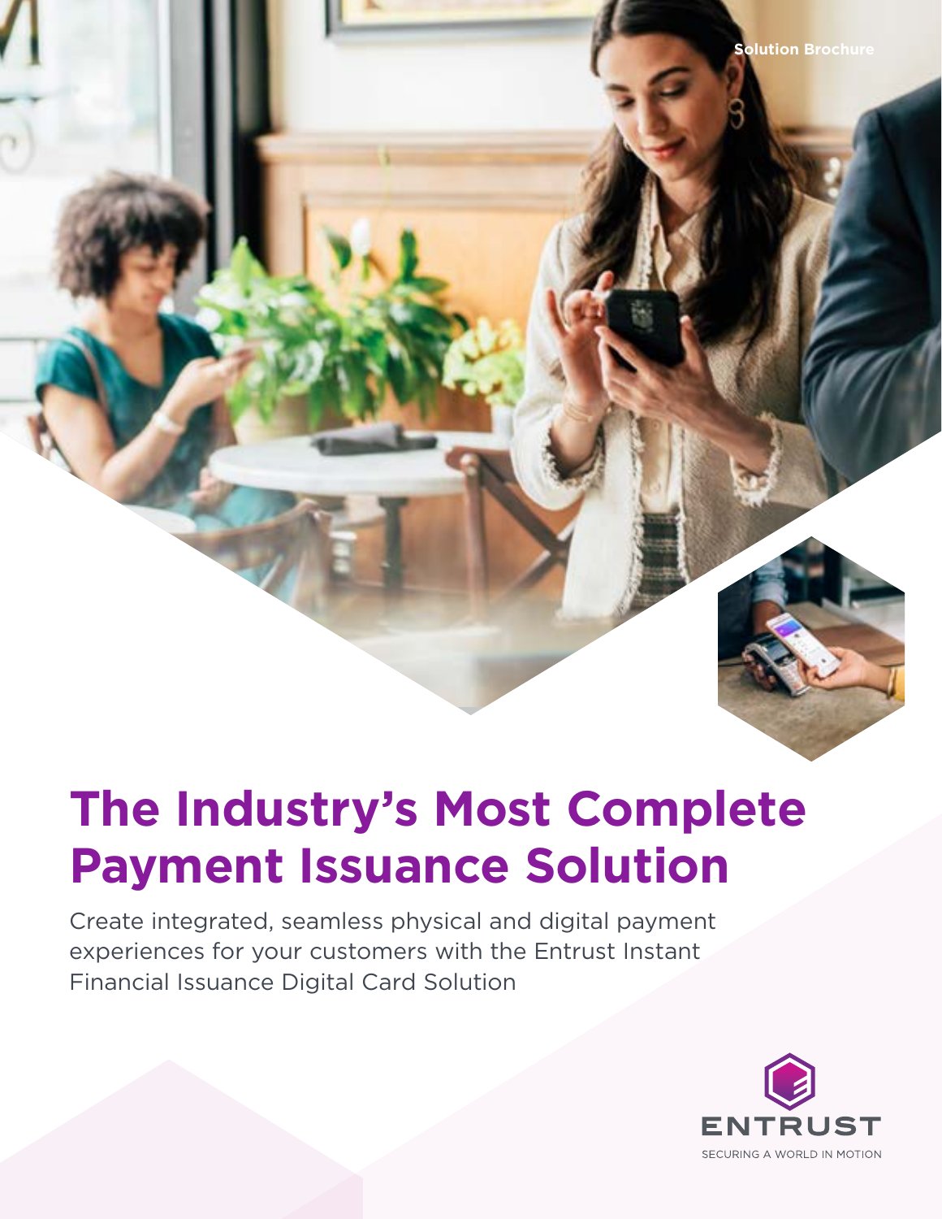Solution Brochure

# The Industry's Most Complete Payment Issuance Solution

Create integrated, seamless physical and digital payment experiences for your customers with the Entrust Instant Financial Issuance Digital Card Solution

ENTRUST

SECURING A WORLD IN MOTION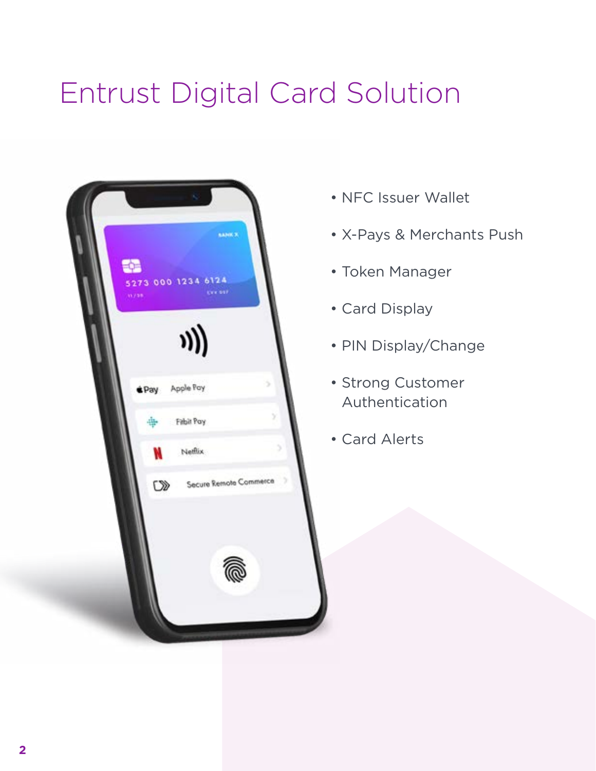# Entrust Digital Card Solution

- NFC Issuer Wallet
- X-Pays & Merchants Push
- Token Manager
- Card Display
- PIN Display/Change
- Strong Customer Authentication
- Card Alerts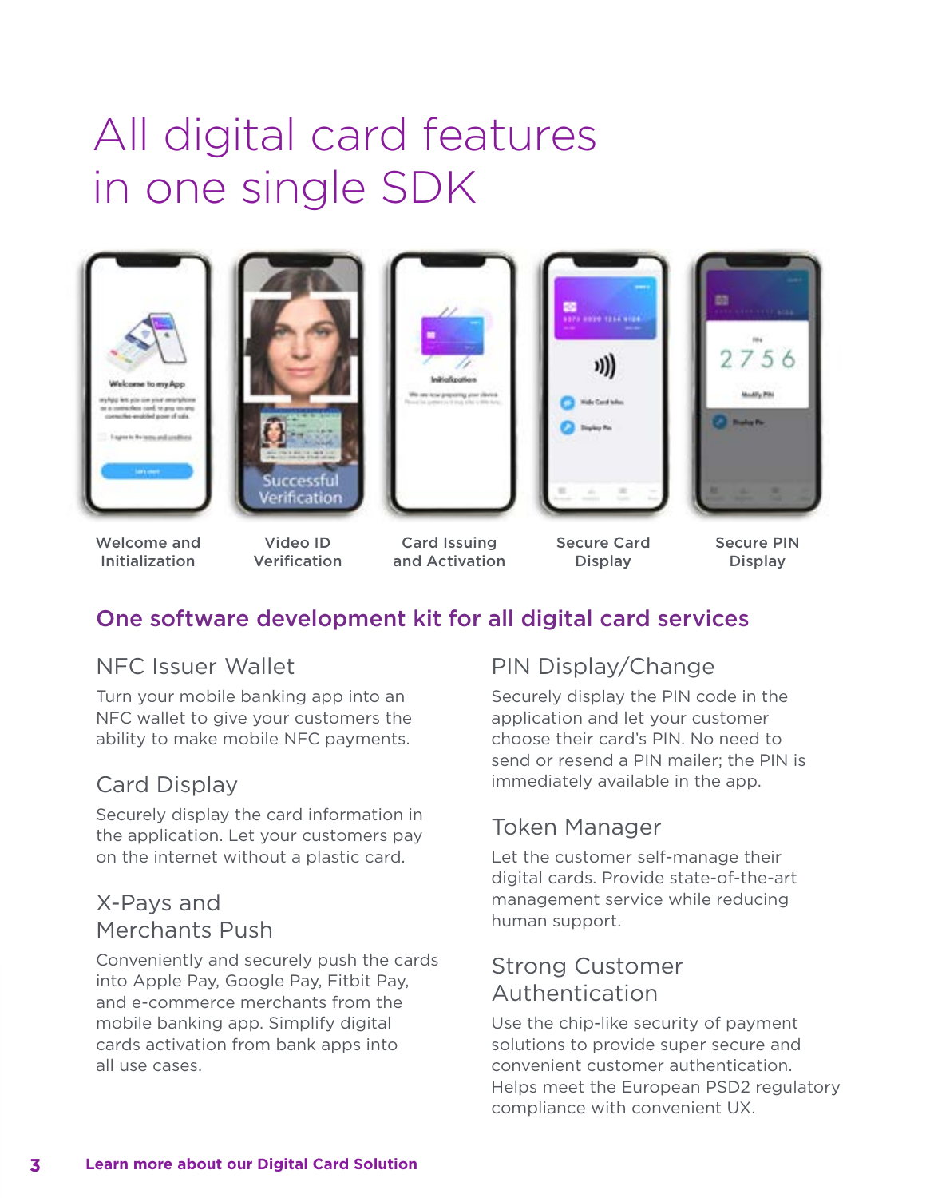# All digital card features in one single SDK

Welcome and Initialization

Video ID Verification

Card Issuing and Activation

Secure Card Display

Secure PIN Display

## One software development kit for all digital card services

### NFC Issuer Wallet

Turn your mobile banking app into an NFC wallet to give your customers the ability to make mobile NFC payments.

### Card Display

Securely display the card information in the application. Let your customers pay on the internet without a plastic card.

### X-Pays and Merchants Push

Conveniently and securely push the cards into Apple Pay, Google Pay, Fitbit Pay, and e-commerce merchants from the mobile banking app. Simplify digital cards activation from bank apps into all use cases.

### PIN Display/Change

Securely display the PIN code in the application and let your customer choose their card's PIN. No need to send or resend a PIN mailer; the PIN is immediately available in the app.

### Token Manager

Let the customer self-manage their digital cards. Provide state-of-the-art management service while reducing human support.

### Strong Customer Authentication

Use the chip-like security of payment solutions to provide super secure and convenient customer authentication. Helps meet the European PSD2 regulatory compliance with convenient UX.

**Learn more about our Digital Card Solution**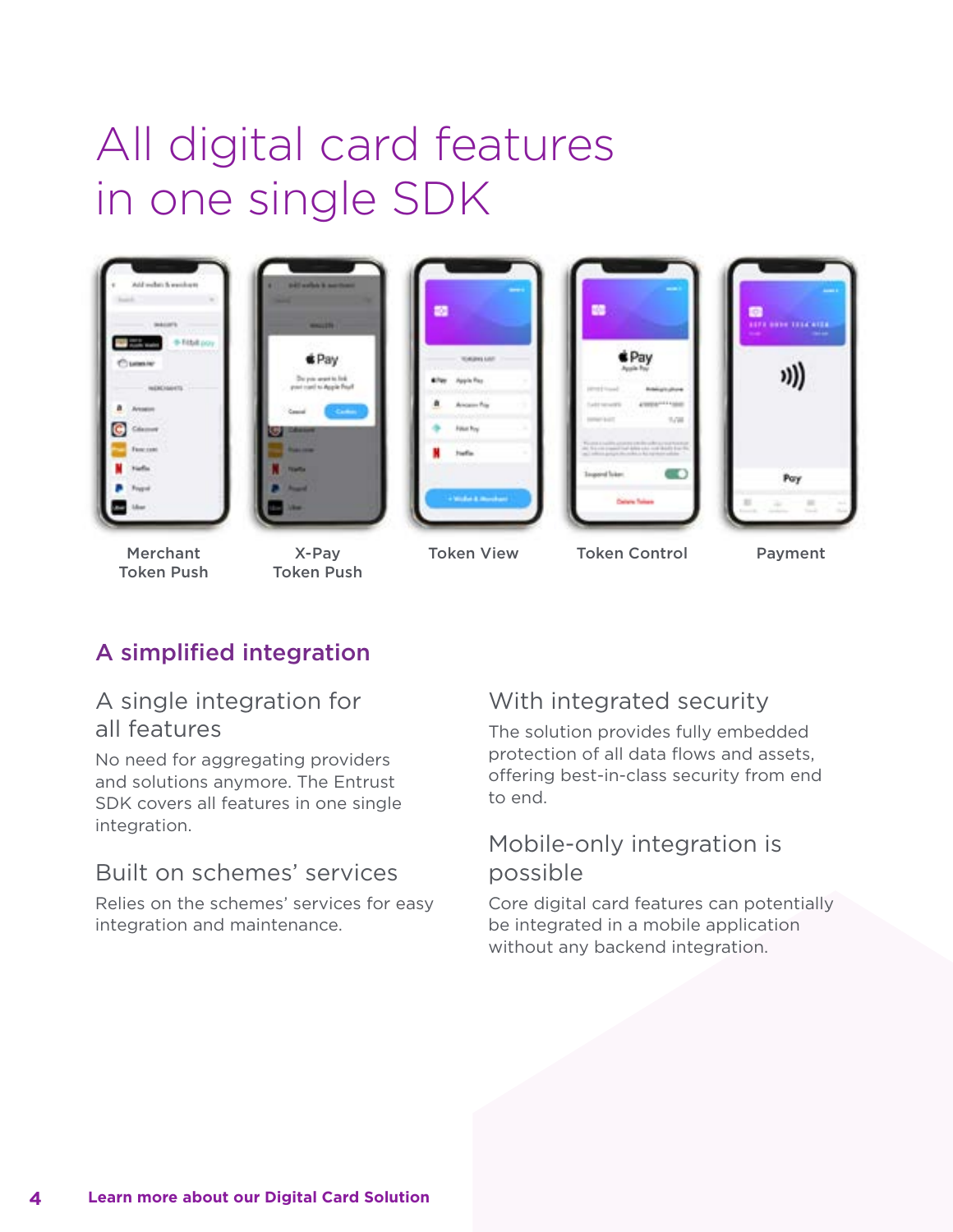# All digital card features in one single SDK

Merchant Token Push

X-Pay Token Push

Token View

Token Control

Payment

## A simplified integration

### A single integration for all features

No need for aggregating providers and solutions anymore. The Entrust SDK covers all features in one single integration.

### Built on schemes' services

Relies on the schemes' services for easy integration and maintenance.

### With integrated security

The solution provides fully embedded protection of all data flows and assets, offering best-in-class security from end to end.

### Mobile-only integration is possible

Core digital card features can potentially be integrated in a mobile application without any backend integration.

**Learn more about our Digital Card Solution**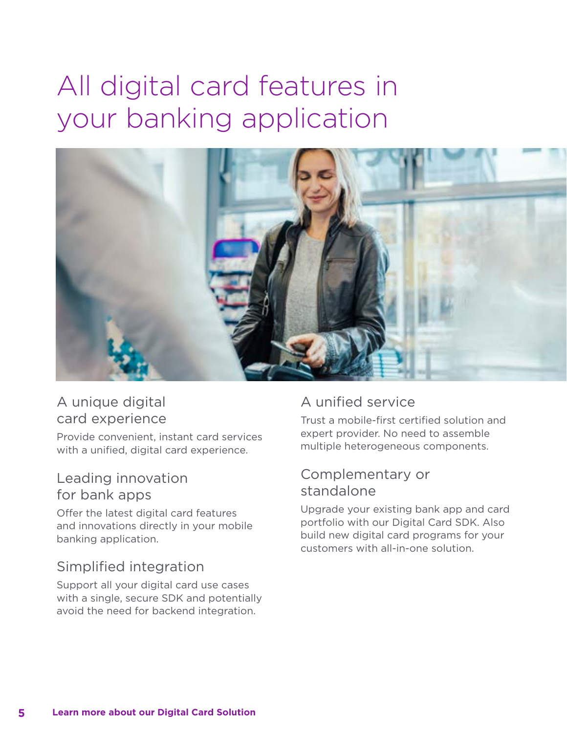# All digital card features in your banking application

## A unique digital card experience

Provide convenient, instant card services with a unified, digital card experience.

## Leading innovation for bank apps

Offer the latest digital card features and innovations directly in your mobile banking application.

## Simplified integration

Support all your digital card use cases with a single, secure SDK and potentially avoid the need for backend integration.

## A unified service

Trust a mobile-first certified solution and expert provider. No need to assemble multiple heterogeneous components.

## Complementary or standalone

Upgrade your existing bank app and card portfolio with our Digital Card SDK. Also build new digital card programs for your customers with all-in-one solution.

**Learn more about our Digital Card Solution**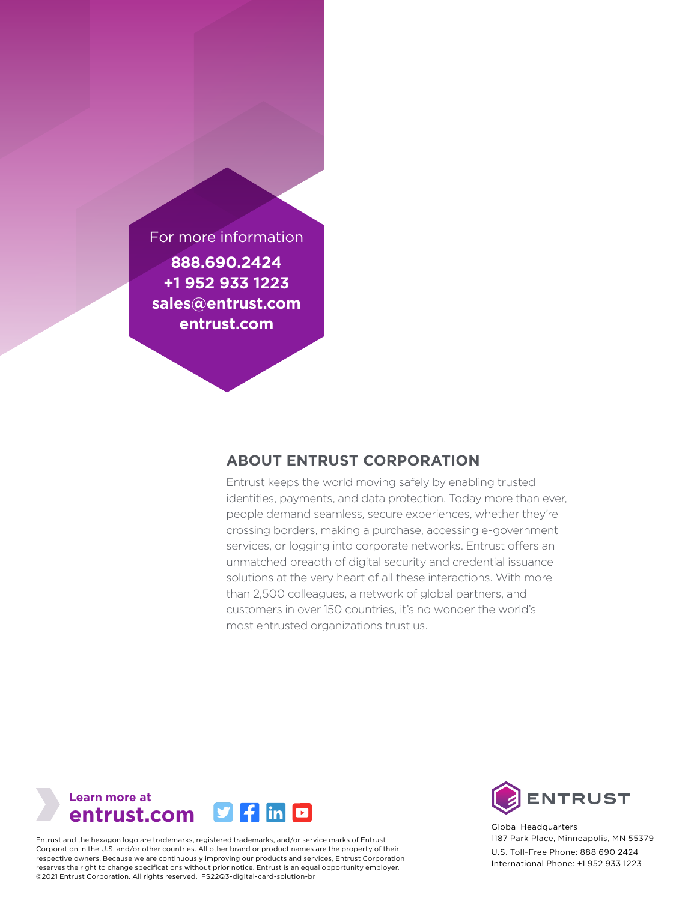For more information

**888.690.2424**
**+1 952 933 1223**
**sales@entrust.com**
**entrust.com**

## ABOUT ENTRUST CORPORATION

Entrust keeps the world moving safely by enabling trusted identities, payments, and data protection. Today more than ever, people demand seamless, secure experiences, whether they're crossing borders, making a purchase, accessing e-government services, or logging into corporate networks. Entrust offers an unmatched breadth of digital security and credential issuance solutions at the very heart of all these interactions. With more than 2,500 colleagues, a network of global partners, and customers in over 150 countries, it's no wonder the world's most entrusted organizations trust us.

**Learn more at**
**entrust.com**

Entrust and the hexagon logo are trademarks, registered trademarks, and/or service marks of Entrust Corporation in the U.S. and/or other countries. All other brand or product names are the property of their respective owners. Because we are continuously improving our products and services, Entrust Corporation reserves the right to change specifications without prior notice. Entrust is an equal opportunity employer. ©2021 Entrust Corporation. All rights reserved. FS22Q3-digital-card-solution-br

ENTRUST

Global Headquarters
1187 Park Place, Minneapolis, MN 55379
U.S. Toll-Free Phone: 888 690 2424
International Phone: +1 952 933 1223